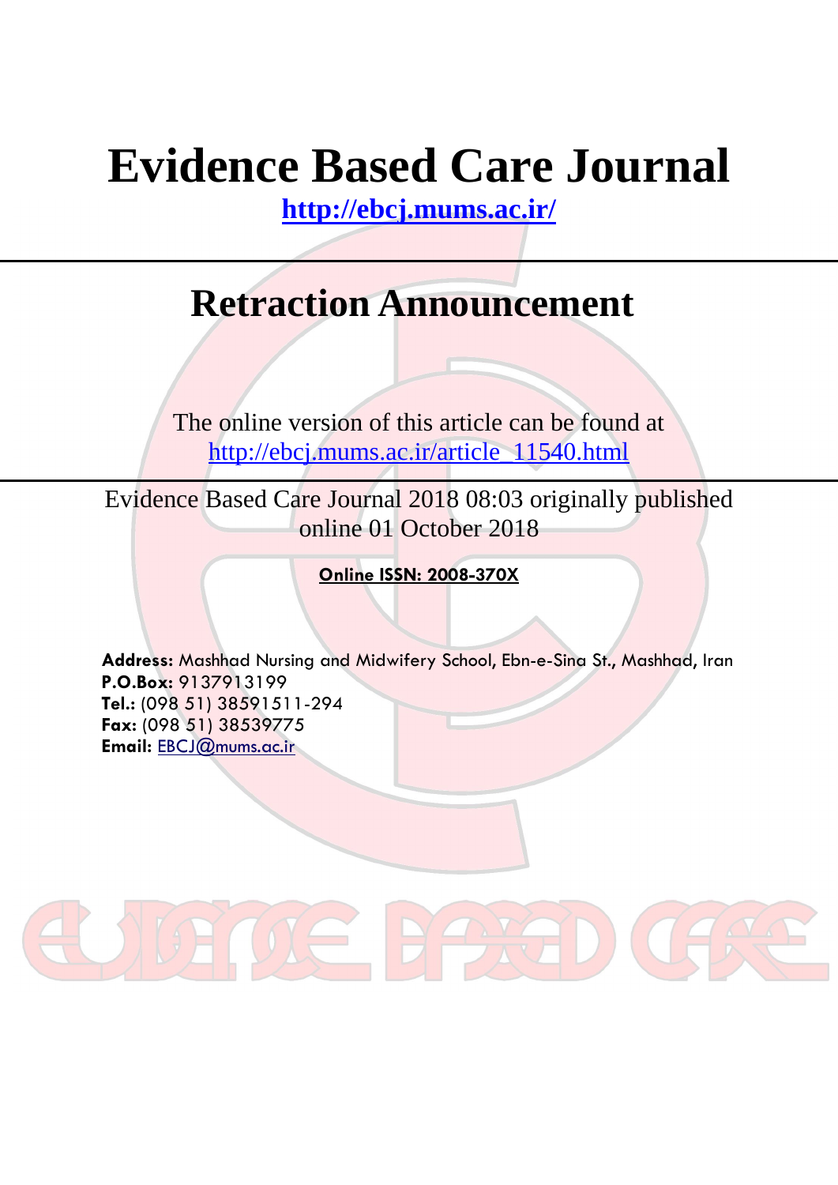# Evidence Based Care Journal

**http://ebcj.mums.ac.ir/**

## Retraction Announcement

The online version of this article can be found at
http://ebcj.mums.ac.ir/article_11540.html

Evidence Based Care Journal 2018 08:03 originally published online 01 October 2018

**Online ISSN: 2008-370X**

**Address:** Mashhad Nursing and Midwifery School, Ebn-e-Sina St., Mashhad, Iran
**P.O.Box:** 9137913199
**Tel.:** (098 51) 38591511-294
**Fax:** (098 51) 38539775
**Email:** EBCJ@mums.ac.ir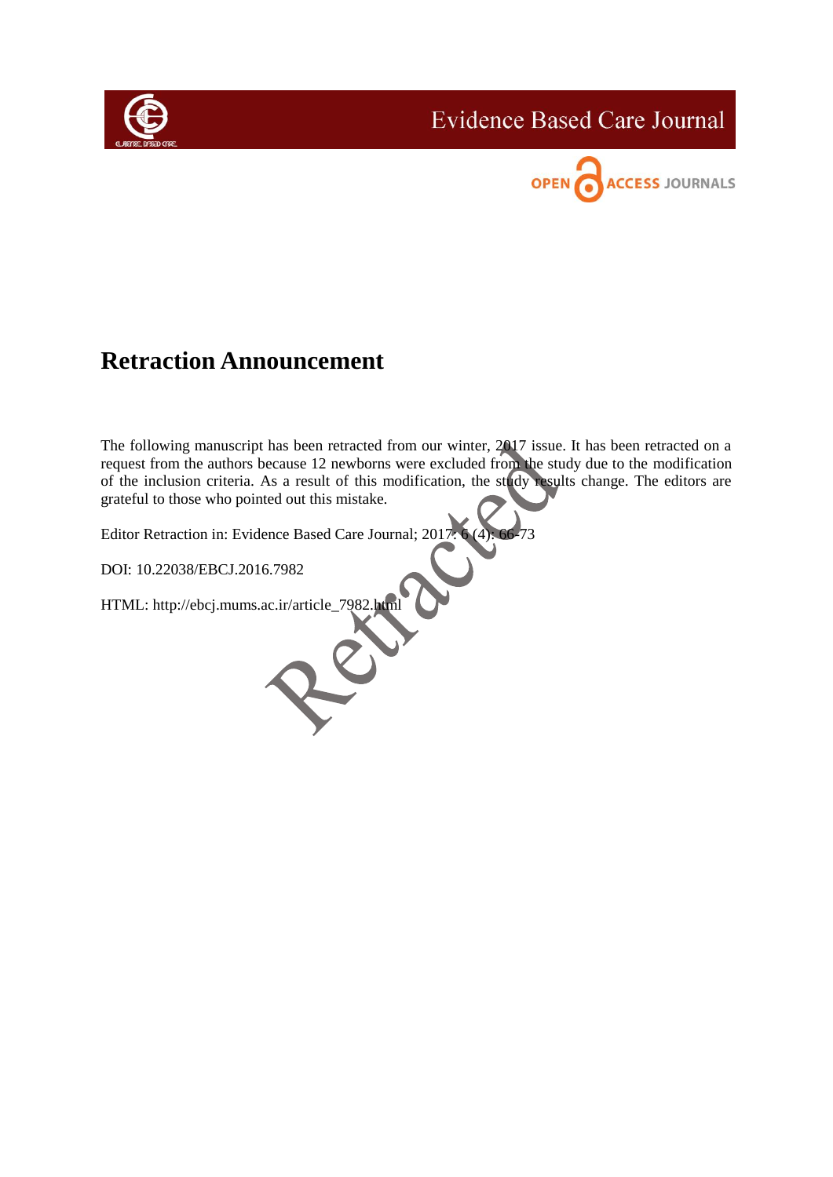# Retraction Announcement

The following manuscript has been retracted from our winter, 2017 issue. It has been retracted on a request from the authors because 12 newborns were excluded from the study due to the modification of the inclusion criteria. As a result of this modification, the study results change. The editors are grateful to those who pointed out this mistake.

Editor Retraction in: Evidence Based Care Journal; 2017; 6 (4): 66-73

DOI: 10.22038/EBCJ.2016.7982

HTML: http://ebcj.mums.ac.ir/article_7982.html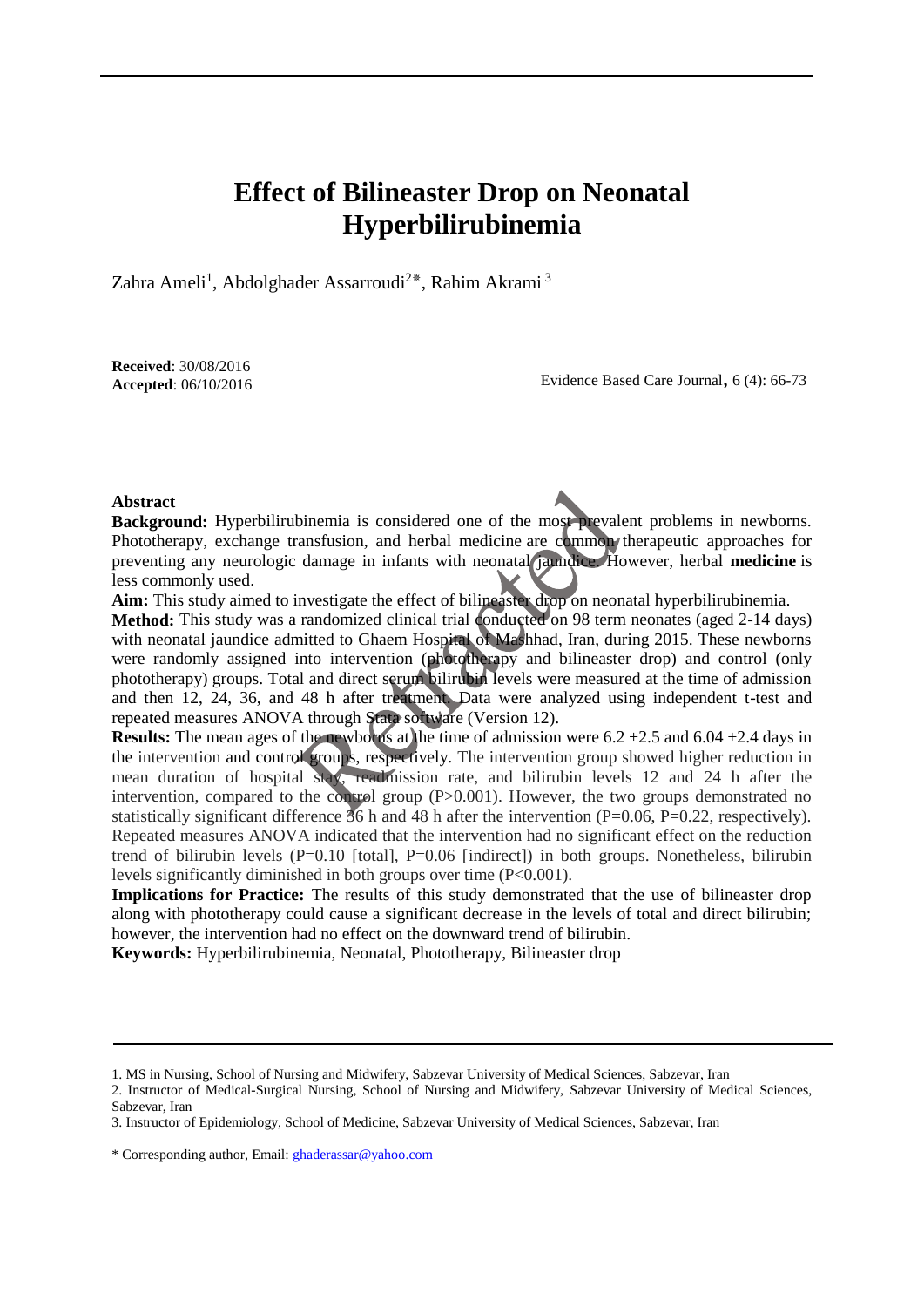# Effect of Bilineaster Drop on Neonatal Hyperbilirubinemia

Zahra Ameli[1], Abdolghader Assarroudi[2*], Rahim Akrami[3]

**Received**: 30/08/2016
**Accepted**: 06/10/2016

Evidence Based Care Journal, 6 (4): 66-73

Retracted

**Abstract**

**Background:** Hyperbilirubinemia is considered one of the most prevalent problems in newborns. Phototherapy, exchange transfusion, and herbal medicine are common therapeutic approaches for preventing any neurologic damage in infants with neonatal jaundice. However, herbal **medicine** is less commonly used.

**Aim:** This study aimed to investigate the effect of bilineaster drop on neonatal hyperbilirubinemia.

**Method:** This study was a randomized clinical trial conducted on 98 term neonates (aged 2-14 days) with neonatal jaundice admitted to Ghaem Hospital of Mashhad, Iran, during 2015. These newborns were randomly assigned into intervention (phototherapy and bilineaster drop) and control (only phototherapy) groups. Total and direct serum bilirubin levels were measured at the time of admission and then 12, 24, 36, and 48 h after treatment. Data were analyzed using independent t-test and repeated measures ANOVA through Stata software (Version 12).

**Results:** The mean ages of the newborns at the time of admission were 6.2 ±2.5 and 6.04 ±2.4 days in the intervention and control groups, respectively. The intervention group showed higher reduction in mean duration of hospital stay, readmission rate, and bilirubin levels 12 and 24 h after the intervention, compared to the control group ($P>0.001$). However, the two groups demonstrated no statistically significant difference 36 h and 48 h after the intervention ($P=0.06$, $P=0.22$, respectively). Repeated measures ANOVA indicated that the intervention had no significant effect on the reduction trend of bilirubin levels ($P=0.10$ [total], $P=0.06$ [indirect]) in both groups. Nonetheless, bilirubin levels significantly diminished in both groups over time ($P<0.001$).

**Implications for Practice:** The results of this study demonstrated that the use of bilineaster drop along with phototherapy could cause a significant decrease in the levels of total and direct bilirubin; however, the intervention had no effect on the downward trend of bilirubin.

**Keywords:** Hyperbilirubinemia, Neonatal, Phototherapy, Bilineaster drop

---

1. MS in Nursing, School of Nursing and Midwifery, Sabzevar University of Medical Sciences, Sabzevar, Iran
2. Instructor of Medical-Surgical Nursing, School of Nursing and Midwifery, Sabzevar University of Medical Sciences, Sabzevar, Iran
3. Instructor of Epidemiology, School of Medicine, Sabzevar University of Medical Sciences, Sabzevar, Iran

\* Corresponding author, Email: ghaderassar@yahoo.com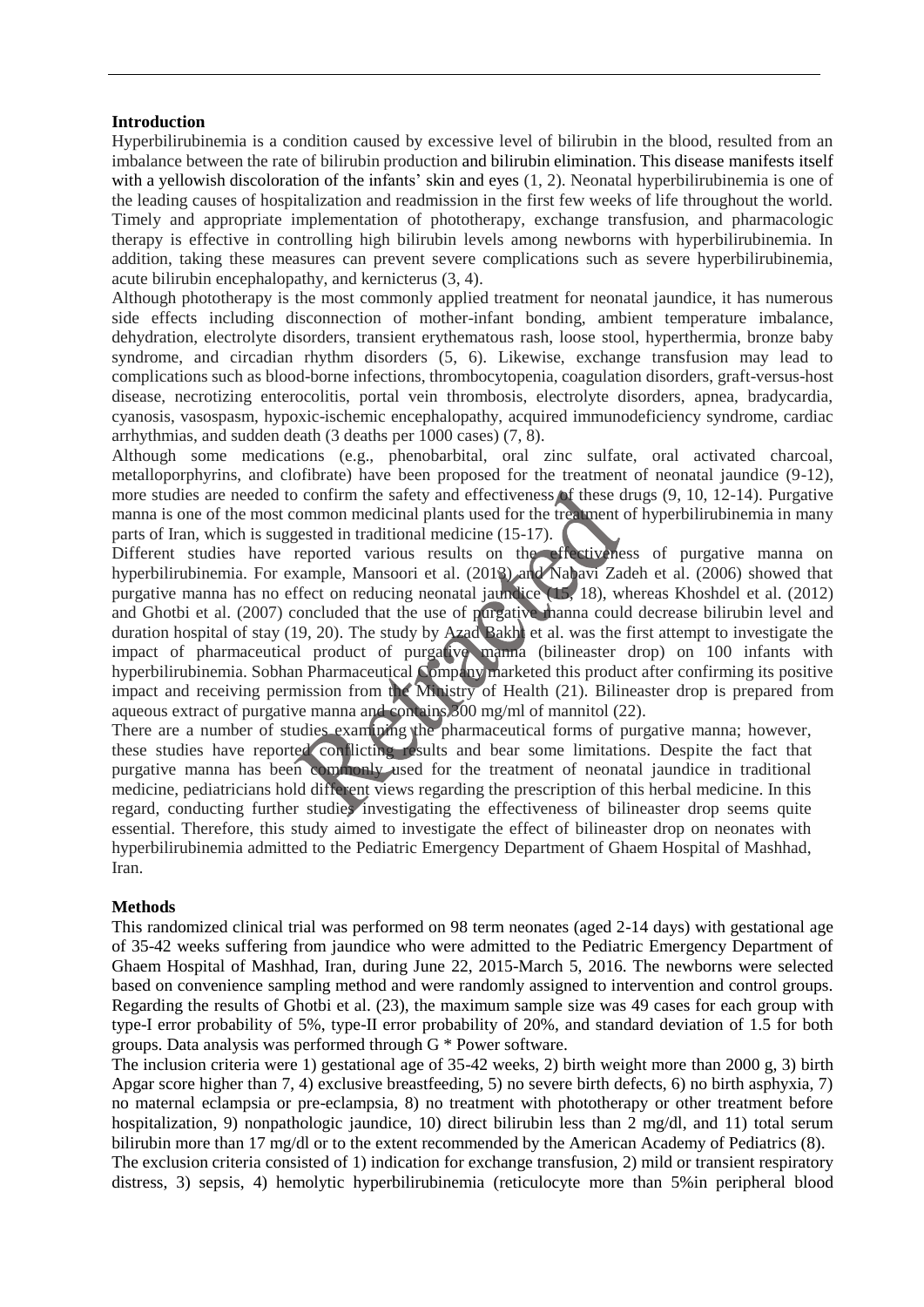**Introduction**

Hyperbilirubinemia is a condition caused by excessive level of bilirubin in the blood, resulted from an imbalance between the rate of bilirubin production and bilirubin elimination. This disease manifests itself with a yellowish discoloration of the infants' skin and eyes (1, 2). Neonatal hyperbilirubinemia is one of the leading causes of hospitalization and readmission in the first few weeks of life throughout the world. Timely and appropriate implementation of phototherapy, exchange transfusion, and pharmacologic therapy is effective in controlling high bilirubin levels among newborns with hyperbilirubinemia. In addition, taking these measures can prevent severe complications such as severe hyperbilirubinemia, acute bilirubin encephalopathy, and kernicterus (3, 4).

Although phototherapy is the most commonly applied treatment for neonatal jaundice, it has numerous side effects including disconnection of mother-infant bonding, ambient temperature imbalance, dehydration, electrolyte disorders, transient erythematous rash, loose stool, hyperthermia, bronze baby syndrome, and circadian rhythm disorders (5, 6). Likewise, exchange transfusion may lead to complications such as blood-borne infections, thrombocytopenia, coagulation disorders, graft-versus-host disease, necrotizing enterocolitis, portal vein thrombosis, electrolyte disorders, apnea, bradycardia, cyanosis, vasospasm, hypoxic-ischemic encephalopathy, acquired immunodeficiency syndrome, cardiac arrhythmias, and sudden death (3 deaths per 1000 cases) (7, 8).

Although some medications (e.g., phenobarbital, oral zinc sulfate, oral activated charcoal, metalloporphyrins, and clofibrate) have been proposed for the treatment of neonatal jaundice (9-12), more studies are needed to confirm the safety and effectiveness of these drugs (9, 10, 12-14). Purgative manna is one of the most common medicinal plants used for the treatment of hyperbilirubinemia in many parts of Iran, which is suggested in traditional medicine (15-17).

Different studies have reported various results on the effectiveness of purgative manna on hyperbilirubinemia. For example, Mansoori et al. (2013) and Nabavi Zadeh et al. (2006) showed that purgative manna has no effect on reducing neonatal jaundice (15, 18), whereas Khoshdel et al. (2012) and Ghotbi et al. (2007) concluded that the use of purgative manna could decrease bilirubin level and duration hospital of stay (19, 20). The study by Azad Bakht et al. was the first attempt to investigate the impact of pharmaceutical product of purgative manna (bilineaster drop) on 100 infants with hyperbilirubinemia. Sobhan Pharmaceutical Company marketed this product after confirming its positive impact and receiving permission from the Ministry of Health (21). Bilineaster drop is prepared from aqueous extract of purgative manna and contains 300 mg/ml of mannitol (22).

There are a number of studies examining the pharmaceutical forms of purgative manna; however, these studies have reported conflicting results and bear some limitations. Despite the fact that purgative manna has been commonly used for the treatment of neonatal jaundice in traditional medicine, pediatricians hold different views regarding the prescription of this herbal medicine. In this regard, conducting further studies investigating the effectiveness of bilineaster drop seems quite essential. Therefore, this study aimed to investigate the effect of bilineaster drop on neonates with hyperbilirubinemia admitted to the Pediatric Emergency Department of Ghaem Hospital of Mashhad, Iran.

**Methods**

This randomized clinical trial was performed on 98 term neonates (aged 2-14 days) with gestational age of 35-42 weeks suffering from jaundice who were admitted to the Pediatric Emergency Department of Ghaem Hospital of Mashhad, Iran, during June 22, 2015-March 5, 2016. The newborns were selected based on convenience sampling method and were randomly assigned to intervention and control groups. Regarding the results of Ghotbi et al. (23), the maximum sample size was 49 cases for each group with type-I error probability of 5%, type-II error probability of 20%, and standard deviation of 1.5 for both groups. Data analysis was performed through G * Power software.

The inclusion criteria were 1) gestational age of 35-42 weeks, 2) birth weight more than 2000 g, 3) birth Apgar score higher than 7, 4) exclusive breastfeeding, 5) no severe birth defects, 6) no birth asphyxia, 7) no maternal eclampsia or pre-eclampsia, 8) no treatment with phototherapy or other treatment before hospitalization, 9) nonpathologic jaundice, 10) direct bilirubin less than 2 mg/dl, and 11) total serum bilirubin more than 17 mg/dl or to the extent recommended by the American Academy of Pediatrics (8).

The exclusion criteria consisted of 1) indication for exchange transfusion, 2) mild or transient respiratory distress, 3) sepsis, 4) hemolytic hyperbilirubinemia (reticulocyte more than 5%in peripheral blood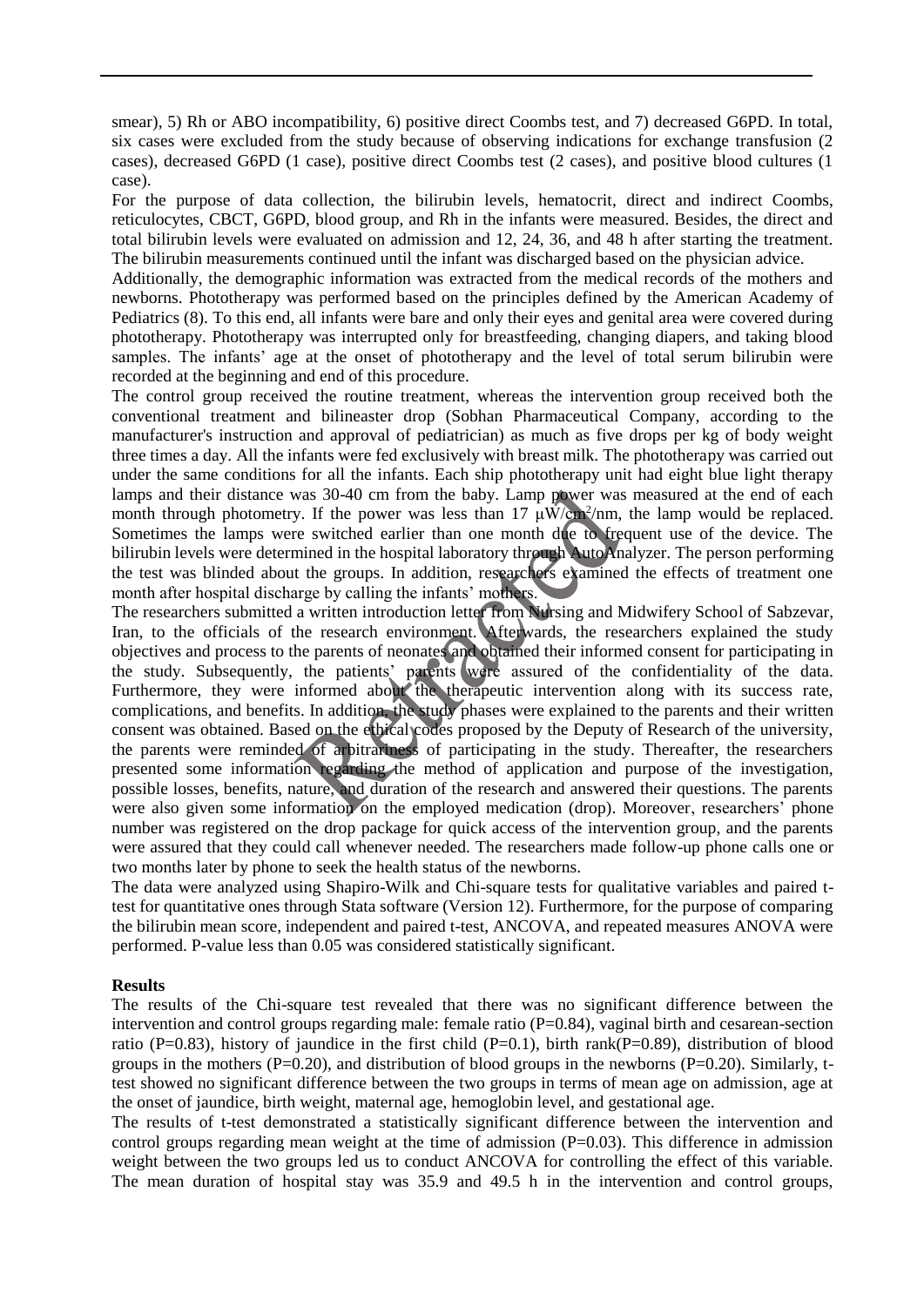smear), 5) Rh or ABO incompatibility, 6) positive direct Coombs test, and 7) decreased G6PD. In total, six cases were excluded from the study because of observing indications for exchange transfusion (2 cases), decreased G6PD (1 case), positive direct Coombs test (2 cases), and positive blood cultures (1 case).

For the purpose of data collection, the bilirubin levels, hematocrit, direct and indirect Coombs, reticulocytes, CBCT, G6PD, blood group, and Rh in the infants were measured. Besides, the direct and total bilirubin levels were evaluated on admission and 12, 24, 36, and 48 h after starting the treatment. The bilirubin measurements continued until the infant was discharged based on the physician advice.

Additionally, the demographic information was extracted from the medical records of the mothers and newborns. Phototherapy was performed based on the principles defined by the American Academy of Pediatrics (8). To this end, all infants were bare and only their eyes and genital area were covered during phototherapy. Phototherapy was interrupted only for breastfeeding, changing diapers, and taking blood samples. The infants' age at the onset of phototherapy and the level of total serum bilirubin were recorded at the beginning and end of this procedure.

The control group received the routine treatment, whereas the intervention group received both the conventional treatment and bilineaster drop (Sobhan Pharmaceutical Company, according to the manufacturer's instruction and approval of pediatrician) as much as five drops per kg of body weight three times a day. All the infants were fed exclusively with breast milk. The phototherapy was carried out under the same conditions for all the infants. Each ship phototherapy unit had eight blue light therapy lamps and their distance was 30-40 cm from the baby. Lamp power was measured at the end of each month through photometry. If the power was less than 17 $\mu W/cm^2/nm$, the lamp would be replaced. Sometimes the lamps were switched earlier than one month due to frequent use of the device. The bilirubin levels were determined in the hospital laboratory through AutoAnalyzer. The person performing the test was blinded about the groups. In addition, researchers examined the effects of treatment one month after hospital discharge by calling the infants' mothers.

The researchers submitted a written introduction letter from Nursing and Midwifery School of Sabzevar, Iran, to the officials of the research environment. Afterwards, the researchers explained the study objectives and process to the parents of neonates and obtained their informed consent for participating in the study. Subsequently, the patients' parents were assured of the confidentiality of the data. Furthermore, they were informed about the therapeutic intervention along with its success rate, complications, and benefits. In addition, the study phases were explained to the parents and their written consent was obtained. Based on the ethical codes proposed by the Deputy of Research of the university, the parents were reminded of arbitrariness of participating in the study. Thereafter, the researchers presented some information regarding the method of application and purpose of the investigation, possible losses, benefits, nature, and duration of the research and answered their questions. The parents were also given some information on the employed medication (drop). Moreover, researchers' phone number was registered on the drop package for quick access of the intervention group, and the parents were assured that they could call whenever needed. The researchers made follow-up phone calls one or two months later by phone to seek the health status of the newborns.

The data were analyzed using Shapiro-Wilk and Chi-square tests for qualitative variables and paired t-test for quantitative ones through Stata software (Version 12). Furthermore, for the purpose of comparing the bilirubin mean score, independent and paired t-test, ANCOVA, and repeated measures ANOVA were performed. P-value less than 0.05 was considered statistically significant.

**Results**

The results of the Chi-square test revealed that there was no significant difference between the intervention and control groups regarding male: female ratio ($P=0.84$), vaginal birth and cesarean-section ratio ($P=0.83$), history of jaundice in the first child ($P=0.1$), birth rank($P=0.89$), distribution of blood groups in the mothers ($P=0.20$), and distribution of blood groups in the newborns ($P=0.20$). Similarly, t-test showed no significant difference between the two groups in terms of mean age on admission, age at the onset of jaundice, birth weight, maternal age, hemoglobin level, and gestational age.

The results of t-test demonstrated a statistically significant difference between the intervention and control groups regarding mean weight at the time of admission ($P=0.03$). This difference in admission weight between the two groups led us to conduct ANCOVA for controlling the effect of this variable. The mean duration of hospital stay was 35.9 and 49.5 h in the intervention and control groups,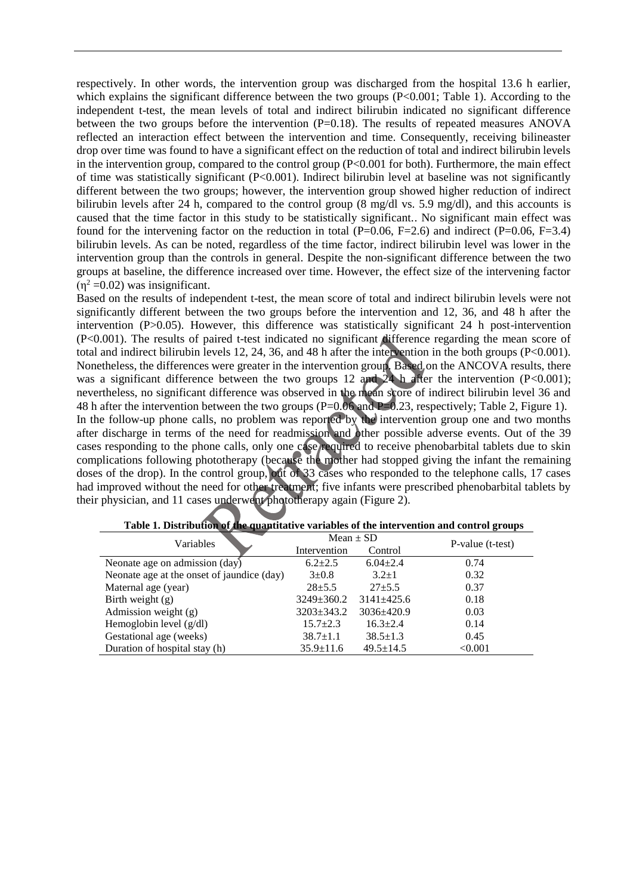respectively. In other words, the intervention group was discharged from the hospital 13.6 h earlier, which explains the significant difference between the two groups ($P<0.001$; Table 1). According to the independent t-test, the mean levels of total and indirect bilirubin indicated no significant difference between the two groups before the intervention ($P=0.18$). The results of repeated measures ANOVA reflected an interaction effect between the intervention and time. Consequently, receiving bilineaster drop over time was found to have a significant effect on the reduction of total and indirect bilirubin levels in the intervention group, compared to the control group ($P<0.001$ for both). Furthermore, the main effect of time was statistically significant ($P<0.001$). Indirect bilirubin level at baseline was not significantly different between the two groups; however, the intervention group showed higher reduction of indirect bilirubin levels after 24 h, compared to the control group (8 mg/dl vs. 5.9 mg/dl), and this accounts is caused that the time factor in this study to be statistically significant.. No significant main effect was found for the intervening factor on the reduction in total ($P=0.06$, $F=2.6$) and indirect ($P=0.06$, $F=3.4$) bilirubin levels. As can be noted, regardless of the time factor, indirect bilirubin level was lower in the intervention group than the controls in general. Despite the non-significant difference between the two groups at baseline, the difference increased over time. However, the effect size of the intervening factor ($\eta^2 =0.02$) was insignificant.

Based on the results of independent t-test, the mean score of total and indirect bilirubin levels were not significantly different between the two groups before the intervention and 12, 36, and 48 h after the intervention ($P>0.05$). However, this difference was statistically significant 24 h post-intervention ($P<0.001$). The results of paired t-test indicated no significant difference regarding the mean score of total and indirect bilirubin levels 12, 24, 36, and 48 h after the intervention in the both groups ($P<0.001$). Nonetheless, the differences were greater in the intervention group. Based on the ANCOVA results, there was a significant difference between the two groups 12 and 24 h after the intervention ($P<0.001$); nevertheless, no significant difference was observed in the mean score of indirect bilirubin level 36 and 48 h after the intervention between the two groups ($P=0.06$ and $P=0.23$, respectively; Table 2, Figure 1).

In the follow-up phone calls, no problem was reported by the intervention group one and two months after discharge in terms of the need for readmission and other possible adverse events. Out of the 39 cases responding to the phone calls, only one case required to receive phenobarbital tablets due to skin complications following phototherapy (because the mother had stopped giving the infant the remaining doses of the drop). In the control group, out of 33 cases who responded to the telephone calls, 17 cases had improved without the need for other treatment; five infants were prescribed phenobarbital tablets by their physician, and 11 cases underwent phototherapy again (Figure 2).

**Table 1. Distribution of the quantitative variables of the intervention and control groups**

| Variables | Mean ± SD | | P-value (t-test) |
|---|---|---|---|
| | Intervention | Control | |
| Neonate age on admission (day) | 6.2±2.5 | 6.04±2.4 | 0.74 |
| Neonate age at the onset of jaundice (day) | 3±0.8 | 3.2±1 | 0.32 |
| Maternal age (year) | 28±5.5 | 27±5.5 | 0.37 |
| Birth weight (g) | 3249±360.2 | 3141±425.6 | 0.18 |
| Admission weight (g) | 3203±343.2 | 3036±420.9 | 0.03 |
| Hemoglobin level (g/dl) | 15.7±2.3 | 16.3±2.4 | 0.14 |
| Gestational age (weeks) | 38.7±1.1 | 38.5±1.3 | 0.45 |
| Duration of hospital stay (h) | 35.9±11.6 | 49.5±14.5 | <0.001 |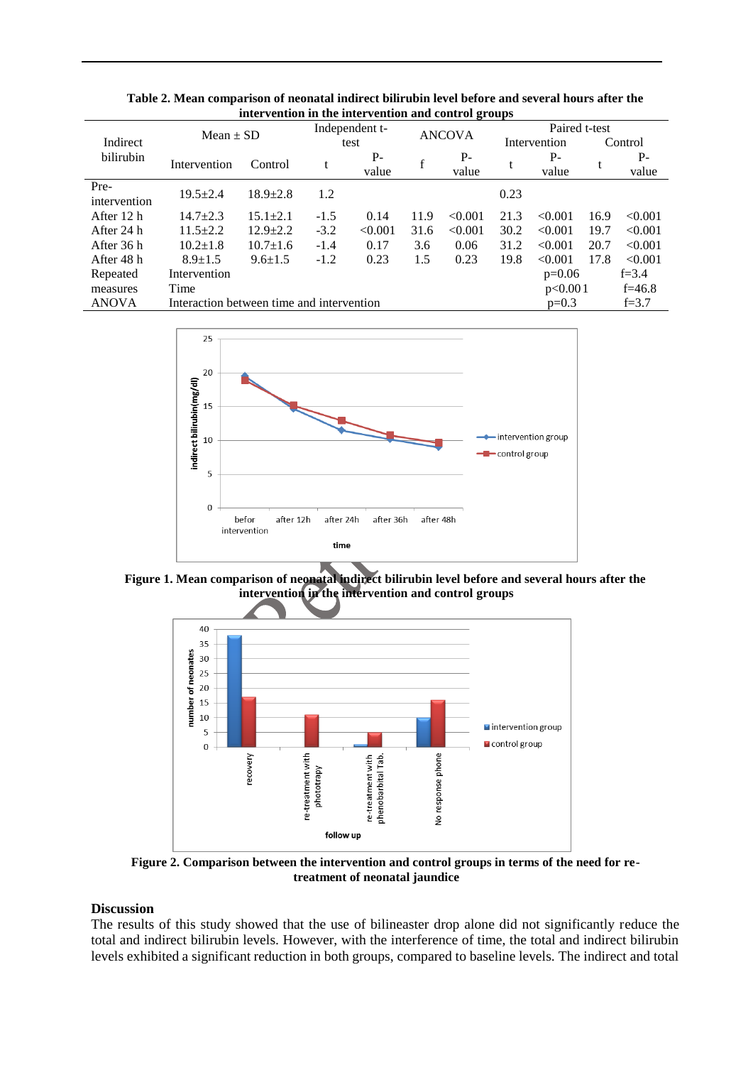**Table 2. Mean comparison of neonatal indirect bilirubin level before and several hours after the intervention in the intervention and control groups**

| Indirect bilirubin | Mean ± SD | | Independent t-test | | ANCOVA | | Paired t-test | | | |
|---|---|---|---|---|---|---|---|---|---|---|
| | | | | | | | Intervention | | Control | |
| | Intervention | Control | t | P-value | f | P-value | t | P-value | t | P-value |
| Pre-intervention | 19.5±2.4 | 18.9±2.8 | 1.2 | | | | 0.23 | | | |
| After 12 h | 14.7±2.3 | 15.1±2.1 | -1.5 | 0.14 | 11.9 | <0.001 | 21.3 | <0.001 | 16.9 | <0.001 |
| After 24 h | 11.5±2.2 | 12.9±2.2 | -3.2 | <0.001 | 31.6 | <0.001 | 30.2 | <0.001 | 19.7 | <0.001 |
| After 36 h | 10.2±1.8 | 10.7±1.6 | -1.4 | 0.17 | 3.6 | 0.06 | 31.2 | <0.001 | 20.7 | <0.001 |
| After 48 h | 8.9±1.5 | 9.6±1.5 | -1.2 | 0.23 | 1.5 | 0.23 | 19.8 | <0.001 | 17.8 | <0.001 |
| Repeated measures ANOVA | Intervention | | | | | | | p=0.06 | | f=3.4 |
| | Time | | | | | | | p<0.001 | | f=46.8 |
| | Interaction between time and intervention | | | | | | | p=0.3 | | f=3.7 |

indirect bilirubin(mg/dl)
25
20
15
10
5
0
befor intervention
after 12h
after 24h
after 36h
after 48h
time
intervention group
control group

**Figure 1. Mean comparison of neonatal indirect bilirubin level before and several hours after the intervention in the intervention and control groups**

number of neonates
40
35
30
25
20
15
10
5
0
recovery
re-treatment with phototrapy
re-treatment with phenobarbital Tab.
No response phone
follow up
intervention group
control group

**Figure 2. Comparison between the intervention and control groups in terms of the need for re-treatment of neonatal jaundice**

## Discussion

The results of this study showed that the use of bilineaster drop alone did not significantly reduce the total and indirect bilirubin levels. However, with the interference of time, the total and indirect bilirubin levels exhibited a significant reduction in both groups, compared to baseline levels. The indirect and total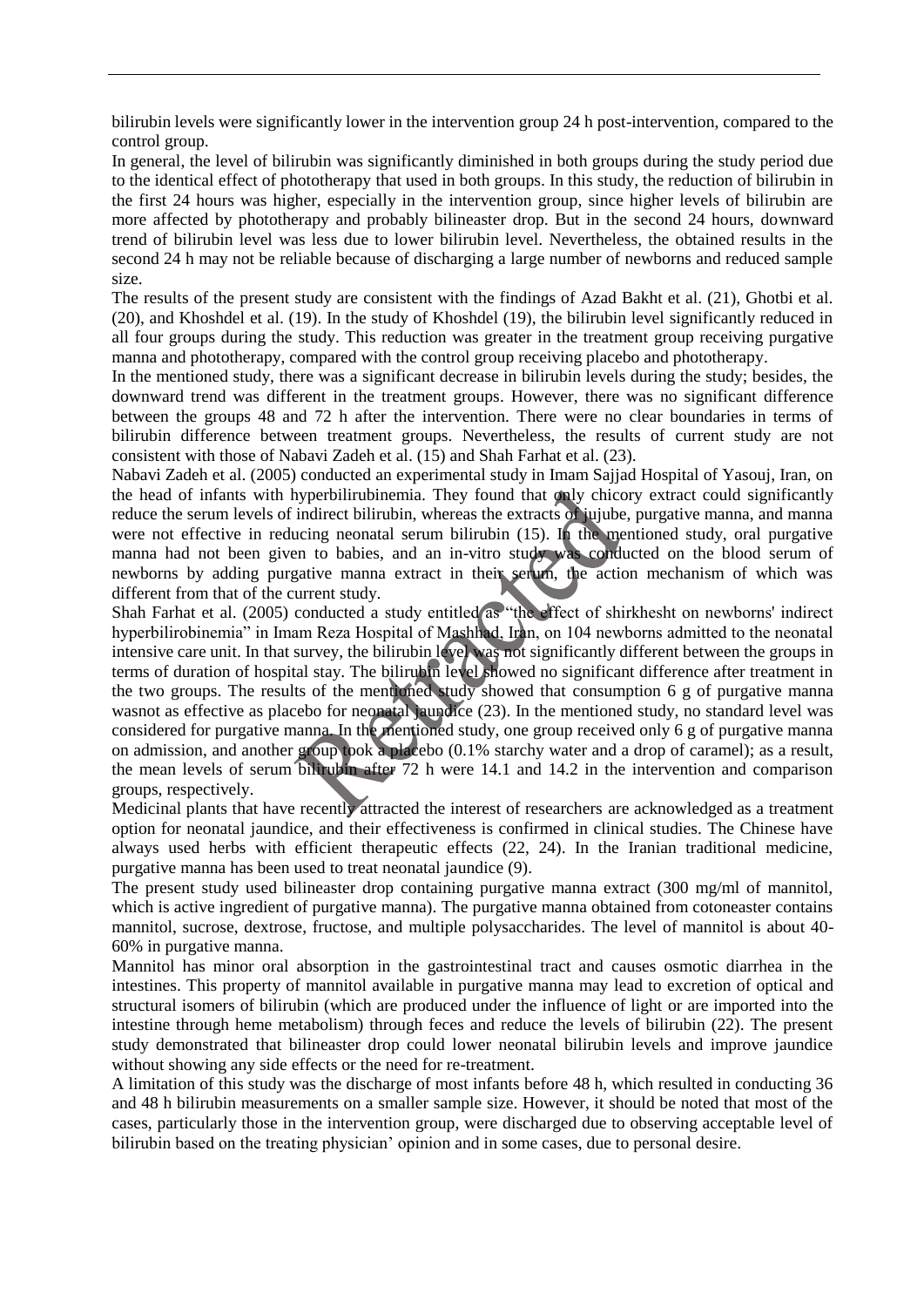bilirubin levels were significantly lower in the intervention group 24 h post-intervention, compared to the control group.

In general, the level of bilirubin was significantly diminished in both groups during the study period due to the identical effect of phototherapy that used in both groups. In this study, the reduction of bilirubin in the first 24 hours was higher, especially in the intervention group, since higher levels of bilirubin are more affected by phototherapy and probably bilineaster drop. But in the second 24 hours, downward trend of bilirubin level was less due to lower bilirubin level. Nevertheless, the obtained results in the second 24 h may not be reliable because of discharging a large number of newborns and reduced sample size.

The results of the present study are consistent with the findings of Azad Bakht et al. (21), Ghotbi et al. (20), and Khoshdel et al. (19). In the study of Khoshdel (19), the bilirubin level significantly reduced in all four groups during the study. This reduction was greater in the treatment group receiving purgative manna and phototherapy, compared with the control group receiving placebo and phototherapy.

In the mentioned study, there was a significant decrease in bilirubin levels during the study; besides, the downward trend was different in the treatment groups. However, there was no significant difference between the groups 48 and 72 h after the intervention. There were no clear boundaries in terms of bilirubin difference between treatment groups. Nevertheless, the results of current study are not consistent with those of Nabavi Zadeh et al. (15) and Shah Farhat et al. (23).

Nabavi Zadeh et al. (2005) conducted an experimental study in Imam Sajjad Hospital of Yasouj, Iran, on the head of infants with hyperbilirubinemia. They found that only chicory extract could significantly reduce the serum levels of indirect bilirubin, whereas the extracts of jujube, purgative manna, and manna were not effective in reducing neonatal serum bilirubin (15). In the mentioned study, oral purgative manna had not been given to babies, and an in-vitro study was conducted on the blood serum of newborns by adding purgative manna extract in their serum, the action mechanism of which was different from that of the current study.

Shah Farhat et al. (2005) conducted a study entitled as "the effect of shirkhesht on newborns' indirect hyperbilirobinemia" in Imam Reza Hospital of Mashhad, Iran, on 104 newborns admitted to the neonatal intensive care unit. In that survey, the bilirubin level was not significantly different between the groups in terms of duration of hospital stay. The bilirubin level showed no significant difference after treatment in the two groups. The results of the mentioned study showed that consumption 6 g of purgative manna wasnot as effective as placebo for neonatal jaundice (23). In the mentioned study, no standard level was considered for purgative manna. In the mentioned study, one group received only 6 g of purgative manna on admission, and another group took a placebo (0.1% starchy water and a drop of caramel); as a result, the mean levels of serum bilirubin after 72 h were 14.1 and 14.2 in the intervention and comparison groups, respectively.

Medicinal plants that have recently attracted the interest of researchers are acknowledged as a treatment option for neonatal jaundice, and their effectiveness is confirmed in clinical studies. The Chinese have always used herbs with efficient therapeutic effects (22, 24). In the Iranian traditional medicine, purgative manna has been used to treat neonatal jaundice (9).

The present study used bilineaster drop containing purgative manna extract (300 mg/ml of mannitol, which is active ingredient of purgative manna). The purgative manna obtained from cotoneaster contains mannitol, sucrose, dextrose, fructose, and multiple polysaccharides. The level of mannitol is about 40-60% in purgative manna.

Mannitol has minor oral absorption in the gastrointestinal tract and causes osmotic diarrhea in the intestines. This property of mannitol available in purgative manna may lead to excretion of optical and structural isomers of bilirubin (which are produced under the influence of light or are imported into the intestine through heme metabolism) through feces and reduce the levels of bilirubin (22). The present study demonstrated that bilineaster drop could lower neonatal bilirubin levels and improve jaundice without showing any side effects or the need for re-treatment.

A limitation of this study was the discharge of most infants before 48 h, which resulted in conducting 36 and 48 h bilirubin measurements on a smaller sample size. However, it should be noted that most of the cases, particularly those in the intervention group, were discharged due to observing acceptable level of bilirubin based on the treating physician' opinion and in some cases, due to personal desire.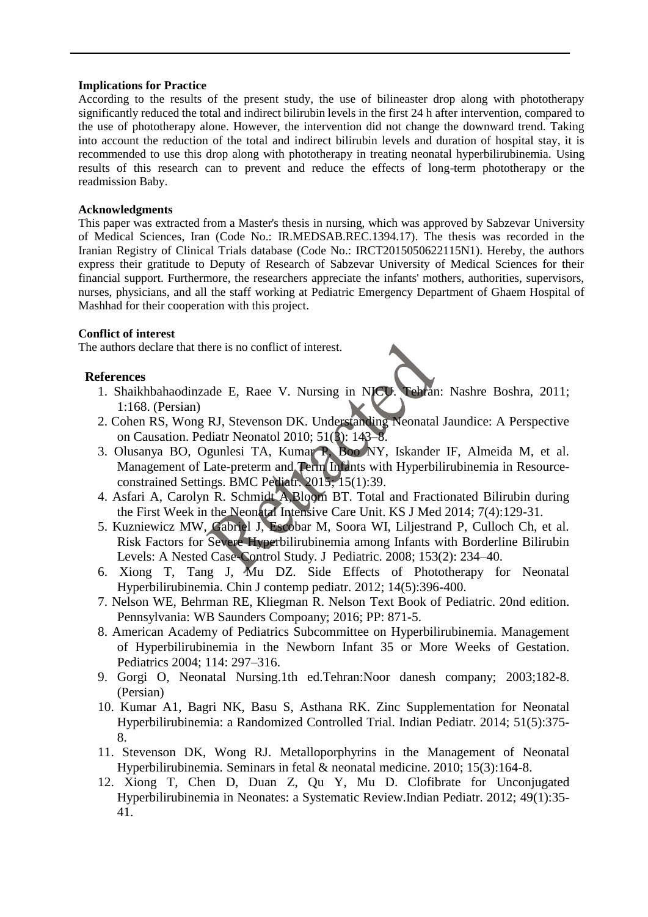**Implications for Practice**

According to the results of the present study, the use of bilineaster drop along with phototherapy significantly reduced the total and indirect bilirubin levels in the first 24 h after intervention, compared to the use of phototherapy alone. However, the intervention did not change the downward trend. Taking into account the reduction of the total and indirect bilirubin levels and duration of hospital stay, it is recommended to use this drop along with phototherapy in treating neonatal hyperbilirubinemia. Using results of this research can to prevent and reduce the effects of long-term phototherapy or the readmission Baby.

**Acknowledgments**

This paper was extracted from a Master's thesis in nursing, which was approved by Sabzevar University of Medical Sciences, Iran (Code No.: IR.MEDSAB.REC.1394.17). The thesis was recorded in the Iranian Registry of Clinical Trials database (Code No.: IRCT2015050622115N1). Hereby, the authors express their gratitude to Deputy of Research of Sabzevar University of Medical Sciences for their financial support. Furthermore, the researchers appreciate the infants' mothers, authorities, supervisors, nurses, physicians, and all the staff working at Pediatric Emergency Department of Ghaem Hospital of Mashhad for their cooperation with this project.

**Conflict of interest**

The authors declare that there is no conflict of interest.

**References**

1. Shaikhbahaodinzade E, Raee V. Nursing in NICU. Tehran: Nashre Boshra, 2011; 1:168. (Persian)
2. Cohen RS, Wong RJ, Stevenson DK. Understanding Neonatal Jaundice: A Perspective on Causation. Pediatr Neonatol 2010; 51(3): 143–8.
3. Olusanya BO, Ogunlesi TA, Kumar P, Boo NY, Iskander IF, Almeida M, et al. Management of Late-preterm and Term Infants with Hyperbilirubinemia in Resource-constrained Settings. BMC Pediatr. 2015; 15(1):39.
4. Asfari A, Carolyn R. Schmidt A,Bloom BT. Total and Fractionated Bilirubin during the First Week in the Neonatal Intensive Care Unit. KS J Med 2014; 7(4):129-31.
5. Kuzniewicz MW, Gabriel J, Escobar M, Soora WI, Liljestrand P, Culloch Ch, et al. Risk Factors for Severe Hyperbilirubinemia among Infants with Borderline Bilirubin Levels: A Nested Case-Control Study. J Pediatric. 2008; 153(2): 234–40.
6. Xiong T, Tang J, Mu DZ. Side Effects of Phototherapy for Neonatal Hyperbilirubinemia. Chin J contemp pediatr. 2012; 14(5):396-400.
7. Nelson WE, Behrman RE, Kliegman R. Nelson Text Book of Pediatric. 20nd edition. Pennsylvania: WB Saunders Compoany; 2016; PP: 871-5.
8. American Academy of Pediatrics Subcommittee on Hyperbilirubinemia. Management of Hyperbilirubinemia in the Newborn Infant 35 or More Weeks of Gestation. Pediatrics 2004; 114: 297–316.
9. Gorgi O, Neonatal Nursing.1th ed.Tehran:Noor danesh company; 2003;182-8. (Persian)
10. Kumar A1, Bagri NK, Basu S, Asthana RK. Zinc Supplementation for Neonatal Hyperbilirubinemia: a Randomized Controlled Trial. Indian Pediatr. 2014; 51(5):375-8.
11. Stevenson DK, Wong RJ. Metalloporphyrins in the Management of Neonatal Hyperbilirubinemia. Seminars in fetal & neonatal medicine. 2010; 15(3):164-8.
12. Xiong T, Chen D, Duan Z, Qu Y, Mu D. Clofibrate for Unconjugated Hyperbilirubinemia in Neonates: a Systematic Review.Indian Pediatr. 2012; 49(1):35-41.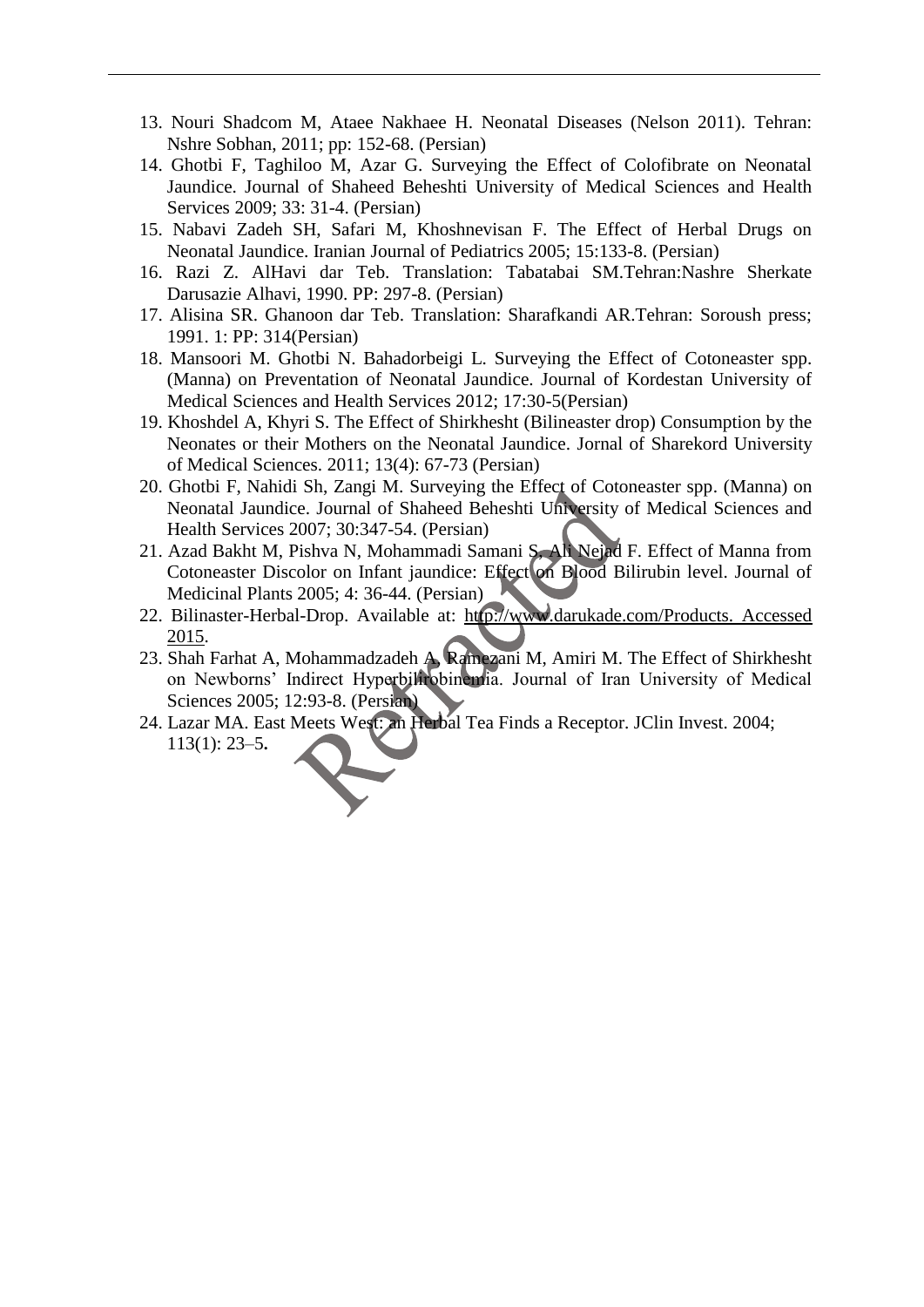13. Nouri Shadcom M, Ataee Nakhaee H. Neonatal Diseases (Nelson 2011). Tehran: Nshre Sobhan, 2011; pp: 152-68. (Persian)
14. Ghotbi F, Taghiloo M, Azar G. Surveying the Effect of Colofibrate on Neonatal Jaundice. Journal of Shaheed Beheshti University of Medical Sciences and Health Services 2009; 33: 31-4. (Persian)
15. Nabavi Zadeh SH, Safari M, Khoshnevisan F. The Effect of Herbal Drugs on Neonatal Jaundice. Iranian Journal of Pediatrics 2005; 15:133-8. (Persian)
16. Razi Z. AlHavi dar Teb. Translation: Tabatabai SM.Tehran:Nashre Sherkate Darusazie Alhavi, 1990. PP: 297-8. (Persian)
17. Alisina SR. Ghanoon dar Teb. Translation: Sharafkandi AR.Tehran: Soroush press; 1991. 1: PP: 314(Persian)
18. Mansoori M. Ghotbi N. Bahadorbeigi L. Surveying the Effect of Cotoneaster spp. (Manna) on Preventation of Neonatal Jaundice. Journal of Kordestan University of Medical Sciences and Health Services 2012; 17:30-5(Persian)
19. Khoshdel A, Khyri S. The Effect of Shirkhesht (Bilineaster drop) Consumption by the Neonates or their Mothers on the Neonatal Jaundice. Jornal of Sharekord University of Medical Sciences. 2011; 13(4): 67-73 (Persian)
20. Ghotbi F, Nahidi Sh, Zangi M. Surveying the Effect of Cotoneaster spp. (Manna) on Neonatal Jaundice. Journal of Shaheed Beheshti University of Medical Sciences and Health Services 2007; 30:347-54. (Persian)
21. Azad Bakht M, Pishva N, Mohammadi Samani S, Ali Nejad F. Effect of Manna from Cotoneaster Discolor on Infant jaundice: Effect on Blood Bilirubin level. Journal of Medicinal Plants 2005; 4: 36-44. (Persian)
22. Bilinaster-Herbal-Drop. Available at: http://www.darukade.com/Products. Accessed 2015.
23. Shah Farhat A, Mohammadzadeh A, Ramezani M, Amiri M. The Effect of Shirkhesht on Newborns' Indirect Hyperbilirobinemia. Journal of Iran University of Medical Sciences 2005; 12:93-8. (Persian)
24. Lazar MA. East Meets West: an Herbal Tea Finds a Receptor. JClin Invest. 2004; 113(1): 23–5.